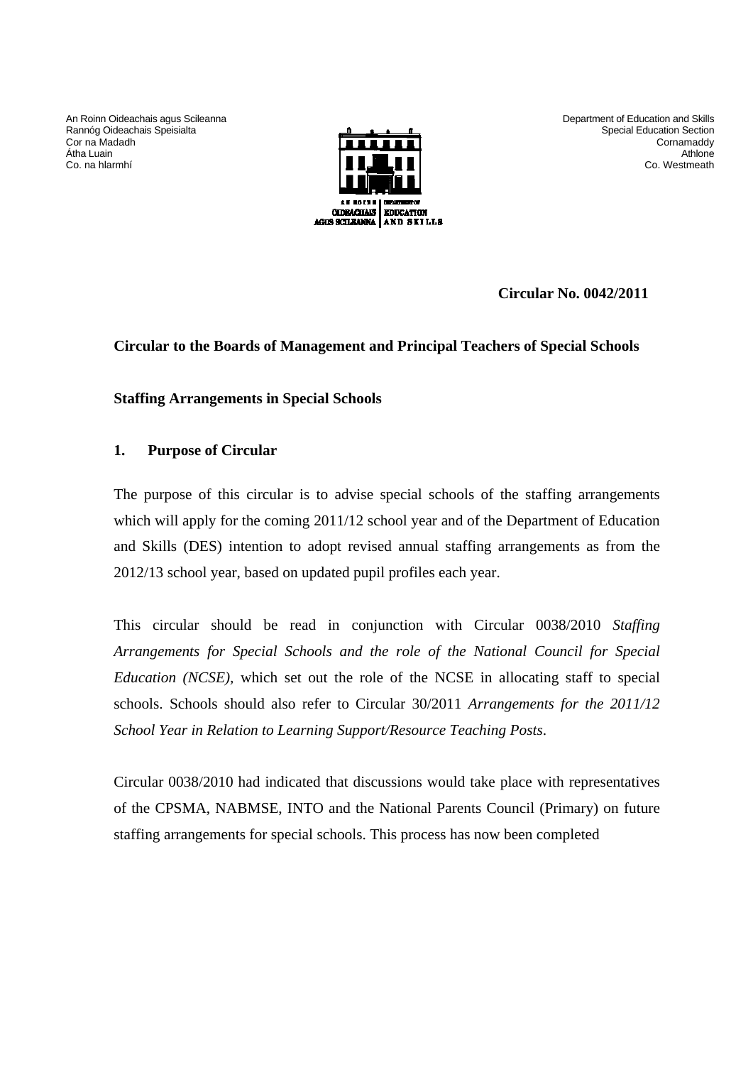An Roinn Oideachais agus Scileanna
Rannóg Oideachais Speisialta
Cor na Madadh
Átha Luain
Co. na hIarmhí

Department of Education and Skills
Special Education Section
Cornamaddy
Athlone
Co. Westmeath

**Circular No. 0042/2011**

**Circular to the Boards of Management and Principal Teachers of Special Schools**

**Staffing Arrangements in Special Schools**

## 1. Purpose of Circular

The purpose of this circular is to advise special schools of the staffing arrangements which will apply for the coming 2011/12 school year and of the Department of Education and Skills (DES) intention to adopt revised annual staffing arrangements as from the 2012/13 school year, based on updated pupil profiles each year.

This circular should be read in conjunction with Circular 0038/2010 *Staffing Arrangements for Special Schools and the role of the National Council for Special Education (NCSE),* which set out the role of the NCSE in allocating staff to special schools. Schools should also refer to Circular 30/2011 *Arrangements for the 2011/12 School Year in Relation to Learning Support/Resource Teaching Posts*.

Circular 0038/2010 had indicated that discussions would take place with representatives of the CPSMA, NABMSE, INTO and the National Parents Council (Primary) on future staffing arrangements for special schools. This process has now been completed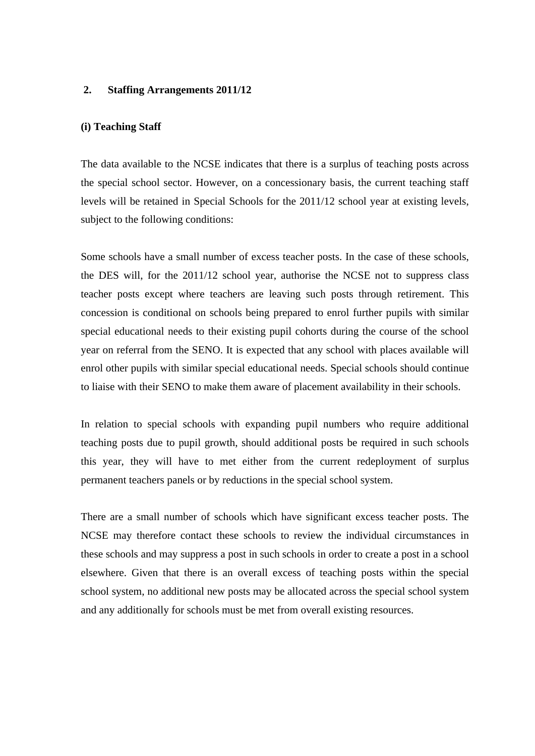## 2. Staffing Arrangements 2011/12

### (i) Teaching Staff

The data available to the NCSE indicates that there is a surplus of teaching posts across the special school sector. However, on a concessionary basis, the current teaching staff levels will be retained in Special Schools for the 2011/12 school year at existing levels, subject to the following conditions:

Some schools have a small number of excess teacher posts. In the case of these schools, the DES will, for the 2011/12 school year, authorise the NCSE not to suppress class teacher posts except where teachers are leaving such posts through retirement. This concession is conditional on schools being prepared to enrol further pupils with similar special educational needs to their existing pupil cohorts during the course of the school year on referral from the SENO. It is expected that any school with places available will enrol other pupils with similar special educational needs. Special schools should continue to liaise with their SENO to make them aware of placement availability in their schools.

In relation to special schools with expanding pupil numbers who require additional teaching posts due to pupil growth, should additional posts be required in such schools this year, they will have to met either from the current redeployment of surplus permanent teachers panels or by reductions in the special school system.

There are a small number of schools which have significant excess teacher posts. The NCSE may therefore contact these schools to review the individual circumstances in these schools and may suppress a post in such schools in order to create a post in a school elsewhere. Given that there is an overall excess of teaching posts within the special school system, no additional new posts may be allocated across the special school system and any additionally for schools must be met from overall existing resources.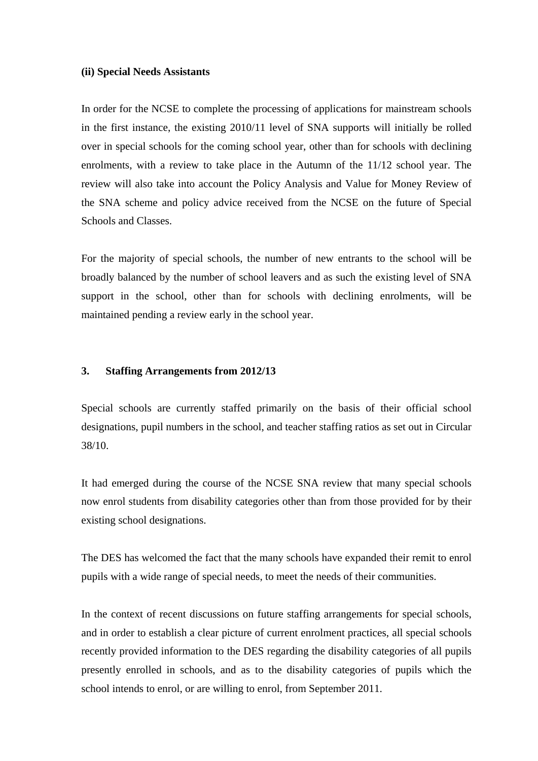**(ii) Special Needs Assistants**

In order for the NCSE to complete the processing of applications for mainstream schools in the first instance, the existing 2010/11 level of SNA supports will initially be rolled over in special schools for the coming school year, other than for schools with declining enrolments, with a review to take place in the Autumn of the 11/12 school year. The review will also take into account the Policy Analysis and Value for Money Review of the SNA scheme and policy advice received from the NCSE on the future of Special Schools and Classes.

For the majority of special schools, the number of new entrants to the school will be broadly balanced by the number of school leavers and as such the existing level of SNA support in the school, other than for schools with declining enrolments, will be maintained pending a review early in the school year.

## 3. Staffing Arrangements from 2012/13

Special schools are currently staffed primarily on the basis of their official school designations, pupil numbers in the school, and teacher staffing ratios as set out in Circular 38/10.

It had emerged during the course of the NCSE SNA review that many special schools now enrol students from disability categories other than from those provided for by their existing school designations.

The DES has welcomed the fact that the many schools have expanded their remit to enrol pupils with a wide range of special needs, to meet the needs of their communities.

In the context of recent discussions on future staffing arrangements for special schools, and in order to establish a clear picture of current enrolment practices, all special schools recently provided information to the DES regarding the disability categories of all pupils presently enrolled in schools, and as to the disability categories of pupils which the school intends to enrol, or are willing to enrol, from September 2011.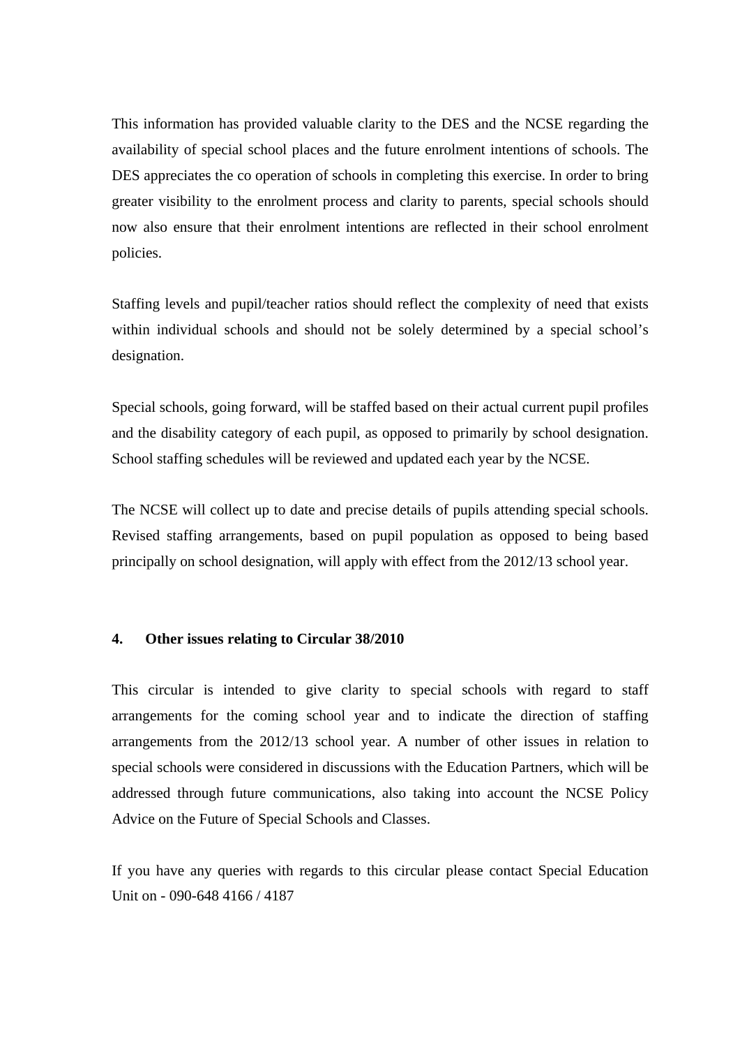This information has provided valuable clarity to the DES and the NCSE regarding the availability of special school places and the future enrolment intentions of schools. The DES appreciates the co operation of schools in completing this exercise. In order to bring greater visibility to the enrolment process and clarity to parents, special schools should now also ensure that their enrolment intentions are reflected in their school enrolment policies.

Staffing levels and pupil/teacher ratios should reflect the complexity of need that exists within individual schools and should not be solely determined by a special school's designation.

Special schools, going forward, will be staffed based on their actual current pupil profiles and the disability category of each pupil, as opposed to primarily by school designation. School staffing schedules will be reviewed and updated each year by the NCSE.

The NCSE will collect up to date and precise details of pupils attending special schools. Revised staffing arrangements, based on pupil population as opposed to being based principally on school designation, will apply with effect from the 2012/13 school year.

## 4. Other issues relating to Circular 38/2010

This circular is intended to give clarity to special schools with regard to staff arrangements for the coming school year and to indicate the direction of staffing arrangements from the 2012/13 school year. A number of other issues in relation to special schools were considered in discussions with the Education Partners, which will be addressed through future communications, also taking into account the NCSE Policy Advice on the Future of Special Schools and Classes.

If you have any queries with regards to this circular please contact Special Education Unit on - 090-648 4166 / 4187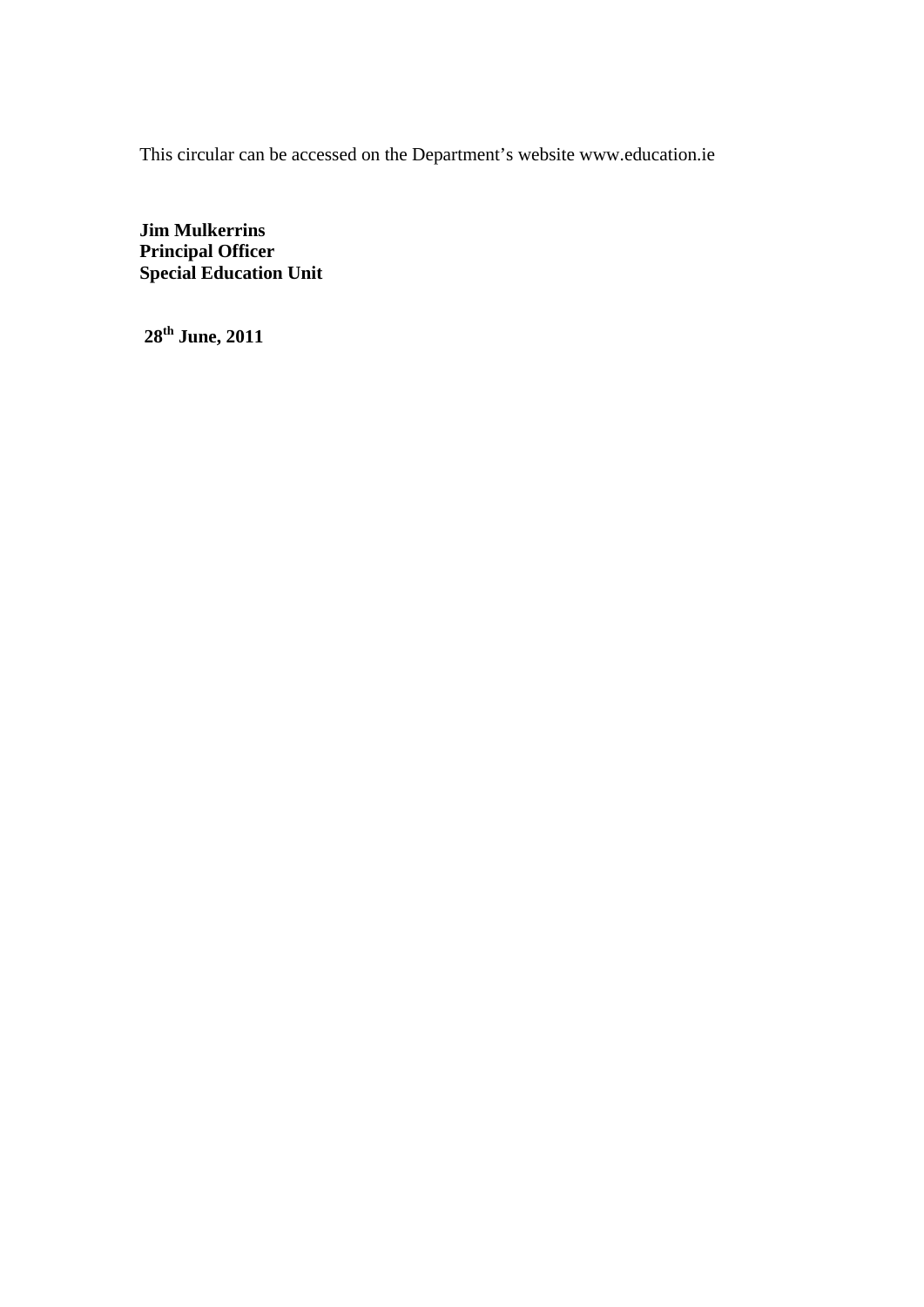This circular can be accessed on the Department's website www.education.ie

**Jim Mulkerrins**
**Principal Officer**
**Special Education Unit**

**28th June, 2011**